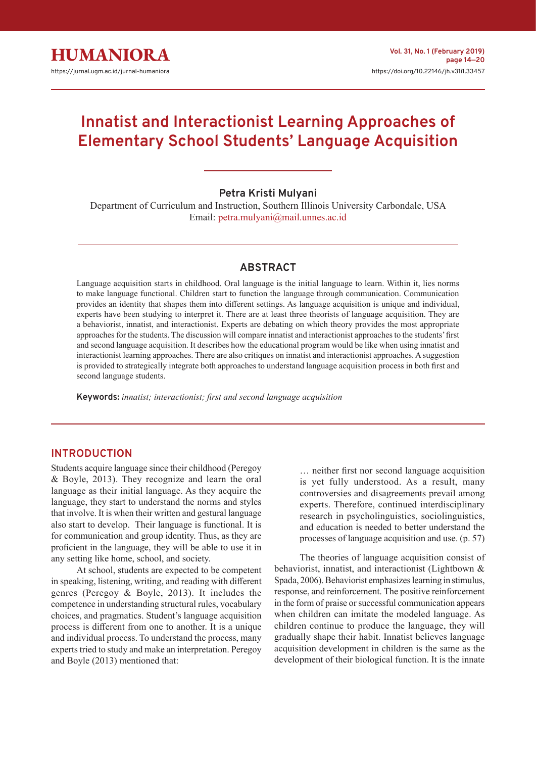# Innatist and Interactionist Learning Approaches of Elementary School Students' Language Acquisition

**Petra Kristi Mulyani**

Department of Curriculum and Instruction, Southern Illinois University Carbondale, USA
Email: petra.mulyani@mail.unnes.ac.id

## ABSTRACT

Language acquisition starts in childhood. Oral language is the initial language to learn. Within it, lies norms to make language functional. Children start to function the language through communication. Communication provides an identity that shapes them into different settings. As language acquisition is unique and individual, experts have been studying to interpret it. There are at least three theorists of language acquisition. They are a behaviorist, innatist, and interactionist. Experts are debating on which theory provides the most appropriate approaches for the students. The discussion will compare innatist and interactionist approaches to the students' first and second language acquisition. It describes how the educational program would be like when using innatist and interactionist learning approaches. There are also critiques on innatist and interactionist approaches. A suggestion is provided to strategically integrate both approaches to understand language acquisition process in both first and second language students.

**Keywords:** *innatist; interactionist; first and second language acquisition*

## INTRODUCTION

Students acquire language since their childhood (Peregoy & Boyle, 2013). They recognize and learn the oral language as their initial language. As they acquire the language, they start to understand the norms and styles that involve. It is when their written and gestural language also start to develop. Their language is functional. It is for communication and group identity. Thus, as they are proficient in the language, they will be able to use it in any setting like home, school, and society.

At school, students are expected to be competent in speaking, listening, writing, and reading with different genres (Peregoy & Boyle, 2013). It includes the competence in understanding structural rules, vocabulary choices, and pragmatics. Student's language acquisition process is different from one to another. It is a unique and individual process. To understand the process, many experts tried to study and make an interpretation. Peregoy and Boyle (2013) mentioned that:

> … neither first nor second language acquisition is yet fully understood. As a result, many controversies and disagreements prevail among experts. Therefore, continued interdisciplinary research in psycholinguistics, sociolinguistics, and education is needed to better understand the processes of language acquisition and use. (p. 57)

The theories of language acquisition consist of behaviorist, innatist, and interactionist (Lightbown & Spada, 2006). Behaviorist emphasizes learning in stimulus, response, and reinforcement. The positive reinforcement in the form of praise or successful communication appears when children can imitate the modeled language. As children continue to produce the language, they will gradually shape their habit. Innatist believes language acquisition development in children is the same as the development of their biological function. It is the innate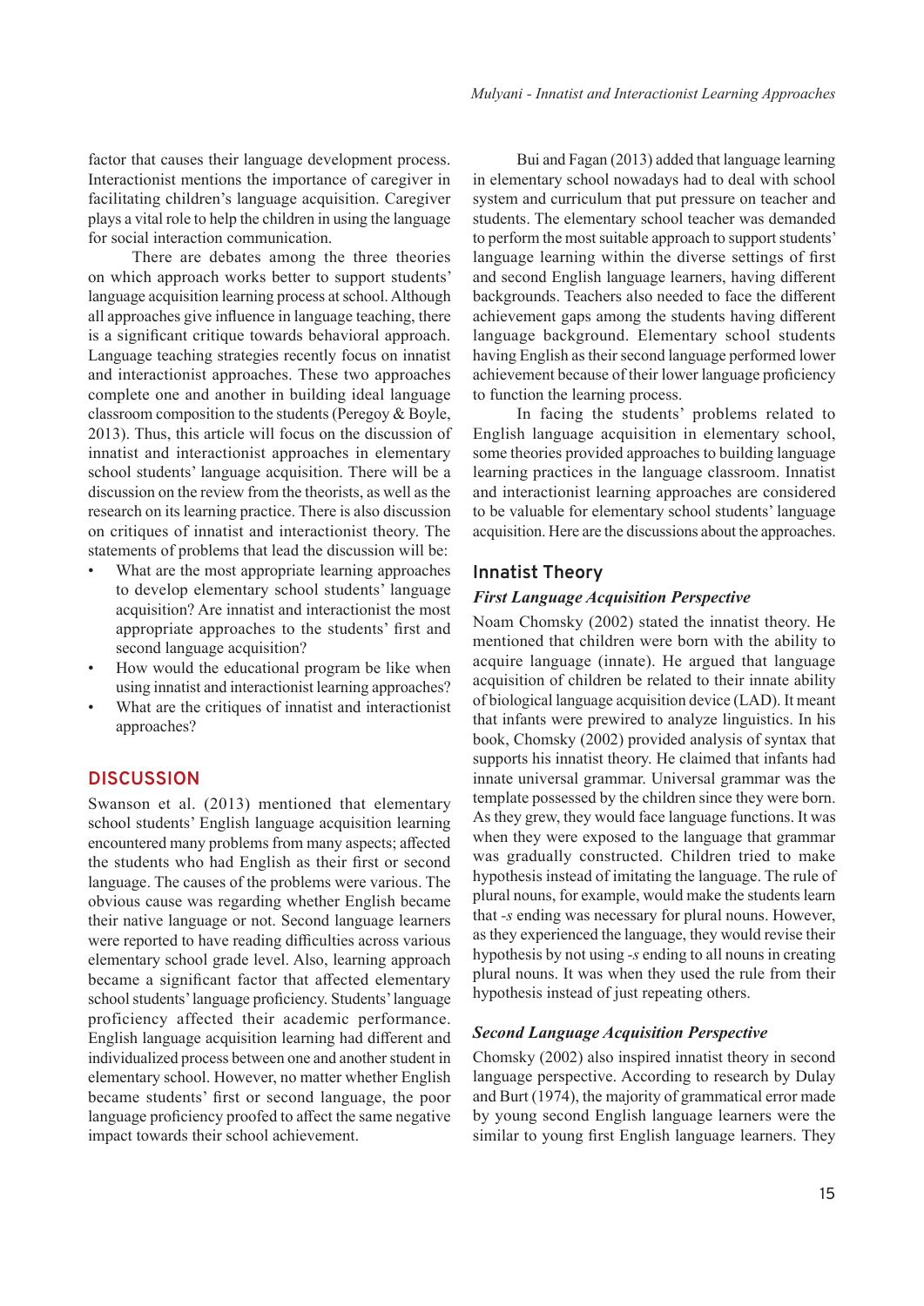factor that causes their language development process. Interactionist mentions the importance of caregiver in facilitating children's language acquisition. Caregiver plays a vital role to help the children in using the language for social interaction communication.

There are debates among the three theories on which approach works better to support students' language acquisition learning process at school. Although all approaches give influence in language teaching, there is a significant critique towards behavioral approach. Language teaching strategies recently focus on innatist and interactionist approaches. These two approaches complete one and another in building ideal language classroom composition to the students (Peregoy & Boyle, 2013). Thus, this article will focus on the discussion of innatist and interactionist approaches in elementary school students' language acquisition. There will be a discussion on the review from the theorists, as well as the research on its learning practice. There is also discussion on critiques of innatist and interactionist theory. The statements of problems that lead the discussion will be:

- What are the most appropriate learning approaches to develop elementary school students' language acquisition? Are innatist and interactionist the most appropriate approaches to the students' first and second language acquisition?
- How would the educational program be like when using innatist and interactionist learning approaches?
- What are the critiques of innatist and interactionist approaches?

## DISCUSSION

Swanson et al. (2013) mentioned that elementary school students' English language acquisition learning encountered many problems from many aspects; affected the students who had English as their first or second language. The causes of the problems were various. The obvious cause was regarding whether English became their native language or not. Second language learners were reported to have reading difficulties across various elementary school grade level. Also, learning approach became a significant factor that affected elementary school students' language proficiency. Students' language proficiency affected their academic performance. English language acquisition learning had different and individualized process between one and another student in elementary school. However, no matter whether English became students' first or second language, the poor language proficiency proofed to affect the same negative impact towards their school achievement.

Bui and Fagan (2013) added that language learning in elementary school nowadays had to deal with school system and curriculum that put pressure on teacher and students. The elementary school teacher was demanded to perform the most suitable approach to support students' language learning within the diverse settings of first and second English language learners, having different backgrounds. Teachers also needed to face the different achievement gaps among the students having different language background. Elementary school students having English as their second language performed lower achievement because of their lower language proficiency to function the learning process.

In facing the students' problems related to English language acquisition in elementary school, some theories provided approaches to building language learning practices in the language classroom. Innatist and interactionist learning approaches are considered to be valuable for elementary school students' language acquisition. Here are the discussions about the approaches.

### Innatist Theory

#### *First Language Acquisition Perspective*

Noam Chomsky (2002) stated the innatist theory. He mentioned that children were born with the ability to acquire language (innate). He argued that language acquisition of children be related to their innate ability of biological language acquisition device (LAD). It meant that infants were prewired to analyze linguistics. In his book, Chomsky (2002) provided analysis of syntax that supports his innatist theory. He claimed that infants had innate universal grammar. Universal grammar was the template possessed by the children since they were born. As they grew, they would face language functions. It was when they were exposed to the language that grammar was gradually constructed. Children tried to make hypothesis instead of imitating the language. The rule of plural nouns, for example, would make the students learn that *-s* ending was necessary for plural nouns. However, as they experienced the language, they would revise their hypothesis by not using *-s* ending to all nouns in creating plural nouns. It was when they used the rule from their hypothesis instead of just repeating others.

#### *Second Language Acquisition Perspective*

Chomsky (2002) also inspired innatist theory in second language perspective. According to research by Dulay and Burt (1974), the majority of grammatical error made by young second English language learners were the similar to young first English language learners. They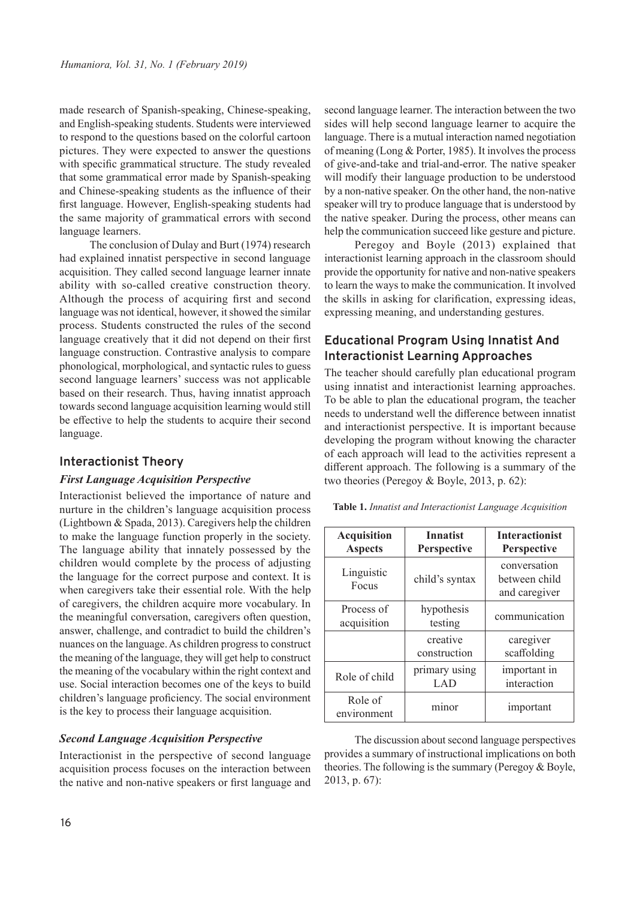made research of Spanish-speaking, Chinese-speaking, and English-speaking students. Students were interviewed to respond to the questions based on the colorful cartoon pictures. They were expected to answer the questions with specific grammatical structure. The study revealed that some grammatical error made by Spanish-speaking and Chinese-speaking students as the influence of their first language. However, English-speaking students had the same majority of grammatical errors with second language learners.

The conclusion of Dulay and Burt (1974) research had explained innatist perspective in second language acquisition. They called second language learner innate ability with so-called creative construction theory. Although the process of acquiring first and second language was not identical, however, it showed the similar process. Students constructed the rules of the second language creatively that it did not depend on their first language construction. Contrastive analysis to compare phonological, morphological, and syntactic rules to guess second language learners' success was not applicable based on their research. Thus, having innatist approach towards second language acquisition learning would still be effective to help the students to acquire their second language.

## Interactionist Theory

### *First Language Acquisition Perspective*

Interactionist believed the importance of nature and nurture in the children's language acquisition process (Lightbown & Spada, 2013). Caregivers help the children to make the language function properly in the society. The language ability that innately possessed by the children would complete by the process of adjusting the language for the correct purpose and context. It is when caregivers take their essential role. With the help of caregivers, the children acquire more vocabulary. In the meaningful conversation, caregivers often question, answer, challenge, and contradict to build the children's nuances on the language. As children progress to construct the meaning of the language, they will get help to construct the meaning of the vocabulary within the right context and use. Social interaction becomes one of the keys to build children's language proficiency. The social environment is the key to process their language acquisition.

### *Second Language Acquisition Perspective*

Interactionist in the perspective of second language acquisition process focuses on the interaction between the native and non-native speakers or first language and second language learner. The interaction between the two sides will help second language learner to acquire the language. There is a mutual interaction named negotiation of meaning (Long & Porter, 1985). It involves the process of give-and-take and trial-and-error. The native speaker will modify their language production to be understood by a non-native speaker. On the other hand, the non-native speaker will try to produce language that is understood by the native speaker. During the process, other means can help the communication succeed like gesture and picture.

Peregoy and Boyle (2013) explained that interactionist learning approach in the classroom should provide the opportunity for native and non-native speakers to learn the ways to make the communication. It involved the skills in asking for clarification, expressing ideas, expressing meaning, and understanding gestures.

## Educational Program Using Innatist And Interactionist Learning Approaches

The teacher should carefully plan educational program using innatist and interactionist learning approaches. To be able to plan the educational program, the teacher needs to understand well the difference between innatist and interactionist perspective. It is important because developing the program without knowing the character of each approach will lead to the activities represent a different approach. The following is a summary of the two theories (Peregoy & Boyle, 2013, p. 62):

**Table 1.** *Innatist and Interactionist Language Acquisition*

| Acquisition Aspects | Innatist Perspective | Interactionist Perspective |
|---|---|---|
| Linguistic Focus | child's syntax | conversation between child and caregiver |
| Process of acquisition | hypothesis testing | communication |
| | creative construction | caregiver scaffolding |
| Role of child | primary using LAD | important in interaction |
| Role of environment | minor | important |

The discussion about second language perspectives provides a summary of instructional implications on both theories. The following is the summary (Peregoy & Boyle, 2013, p. 67):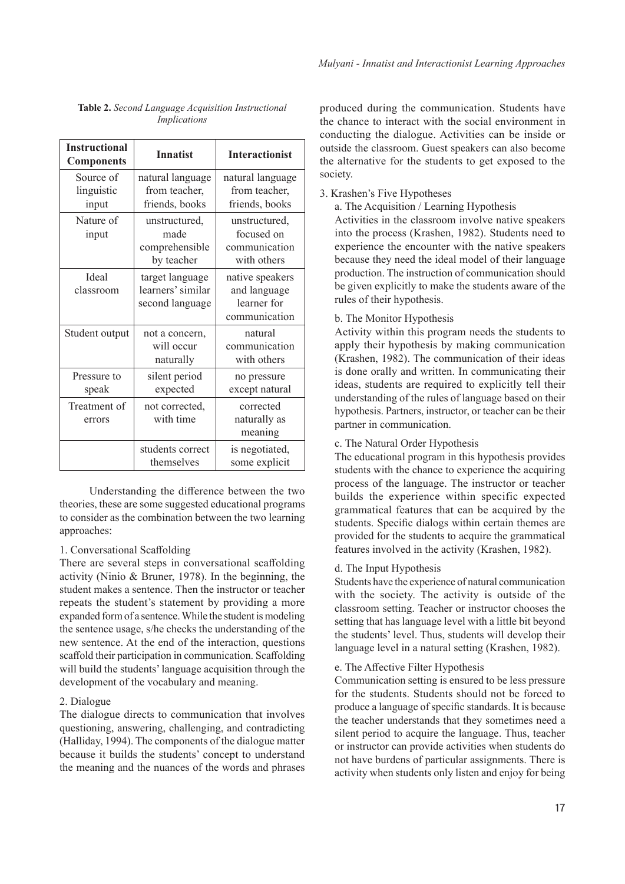**Table 2.** *Second Language Acquisition Instructional Implications*

| Instructional Components | Innatist | Interactionist |
|---|---|---|
| Source of linguistic input | natural language from teacher, friends, books | natural language from teacher, friends, books |
| Nature of input | unstructured, made comprehensible by teacher | unstructured, focused on communication with others |
| Ideal classroom | target language learners' similar second language | native speakers and language learner for communication |
| Student output | not a concern, will occur naturally | natural communication with others |
| Pressure to speak | silent period expected | no pressure except natural |
| Treatment of errors | not corrected, with time | corrected naturally as meaning |
| | students correct themselves | is negotiated, some explicit |

Understanding the difference between the two theories, these are some suggested educational programs to consider as the combination between the two learning approaches:

1. Conversational Scaffolding

There are several steps in conversational scaffolding activity (Ninio & Bruner, 1978). In the beginning, the student makes a sentence. Then the instructor or teacher repeats the student's statement by providing a more expanded form of a sentence. While the student is modeling the sentence usage, s/he checks the understanding of the new sentence. At the end of the interaction, questions scaffold their participation in communication. Scaffolding will build the students' language acquisition through the development of the vocabulary and meaning.

2. Dialogue

The dialogue directs to communication that involves questioning, answering, challenging, and contradicting (Halliday, 1994). The components of the dialogue matter because it builds the students' concept to understand the meaning and the nuances of the words and phrases produced during the communication. Students have the chance to interact with the social environment in conducting the dialogue. Activities can be inside or outside the classroom. Guest speakers can also become the alternative for the students to get exposed to the society.

3. Krashen's Five Hypotheses

a. The Acquisition / Learning Hypothesis

Activities in the classroom involve native speakers into the process (Krashen, 1982). Students need to experience the encounter with the native speakers because they need the ideal model of their language production. The instruction of communication should be given explicitly to make the students aware of the rules of their hypothesis.

b. The Monitor Hypothesis

Activity within this program needs the students to apply their hypothesis by making communication (Krashen, 1982). The communication of their ideas is done orally and written. In communicating their ideas, students are required to explicitly tell their understanding of the rules of language based on their hypothesis. Partners, instructor, or teacher can be their partner in communication.

c. The Natural Order Hypothesis

The educational program in this hypothesis provides students with the chance to experience the acquiring process of the language. The instructor or teacher builds the experience within specific expected grammatical features that can be acquired by the students. Specific dialogs within certain themes are provided for the students to acquire the grammatical features involved in the activity (Krashen, 1982).

d. The Input Hypothesis

Students have the experience of natural communication with the society. The activity is outside of the classroom setting. Teacher or instructor chooses the setting that has language level with a little bit beyond the students' level. Thus, students will develop their language level in a natural setting (Krashen, 1982).

e. The Affective Filter Hypothesis

Communication setting is ensured to be less pressure for the students. Students should not be forced to produce a language of specific standards. It is because the teacher understands that they sometimes need a silent period to acquire the language. Thus, teacher or instructor can provide activities when students do not have burdens of particular assignments. There is activity when students only listen and enjoy for being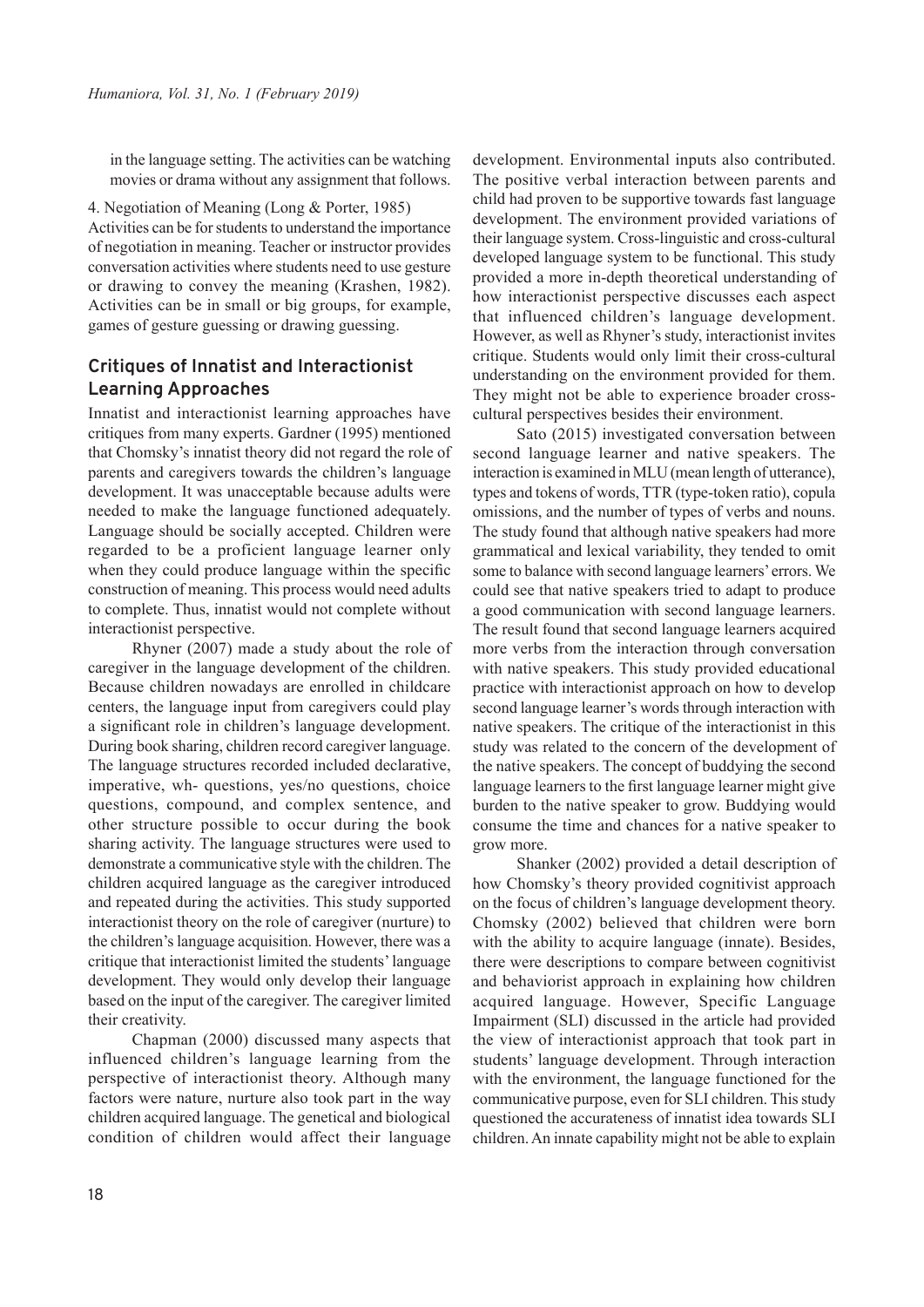in the language setting. The activities can be watching movies or drama without any assignment that follows.

4. Negotiation of Meaning (Long & Porter, 1985)
Activities can be for students to understand the importance of negotiation in meaning. Teacher or instructor provides conversation activities where students need to use gesture or drawing to convey the meaning (Krashen, 1982). Activities can be in small or big groups, for example, games of gesture guessing or drawing guessing.

## Critiques of Innatist and Interactionist Learning Approaches

Innatist and interactionist learning approaches have critiques from many experts. Gardner (1995) mentioned that Chomsky's innatist theory did not regard the role of parents and caregivers towards the children's language development. It was unacceptable because adults were needed to make the language functioned adequately. Language should be socially accepted. Children were regarded to be a proficient language learner only when they could produce language within the specific construction of meaning. This process would need adults to complete. Thus, innatist would not complete without interactionist perspective.

Rhyner (2007) made a study about the role of caregiver in the language development of the children. Because children nowadays are enrolled in childcare centers, the language input from caregivers could play a significant role in children's language development. During book sharing, children record caregiver language. The language structures recorded included declarative, imperative, wh- questions, yes/no questions, choice questions, compound, and complex sentence, and other structure possible to occur during the book sharing activity. The language structures were used to demonstrate a communicative style with the children. The children acquired language as the caregiver introduced and repeated during the activities. This study supported interactionist theory on the role of caregiver (nurture) to the children's language acquisition. However, there was a critique that interactionist limited the students' language development. They would only develop their language based on the input of the caregiver. The caregiver limited their creativity.

Chapman (2000) discussed many aspects that influenced children's language learning from the perspective of interactionist theory. Although many factors were nature, nurture also took part in the way children acquired language. The genetical and biological condition of children would affect their language development. Environmental inputs also contributed. The positive verbal interaction between parents and child had proven to be supportive towards fast language development. The environment provided variations of their language system. Cross-linguistic and cross-cultural developed language system to be functional. This study provided a more in-depth theoretical understanding of how interactionist perspective discusses each aspect that influenced children's language development. However, as well as Rhyner's study, interactionist invites critique. Students would only limit their cross-cultural understanding on the environment provided for them. They might not be able to experience broader cross-cultural perspectives besides their environment.

Sato (2015) investigated conversation between second language learner and native speakers. The interaction is examined in MLU (mean length of utterance), types and tokens of words, TTR (type-token ratio), copula omissions, and the number of types of verbs and nouns. The study found that although native speakers had more grammatical and lexical variability, they tended to omit some to balance with second language learners' errors. We could see that native speakers tried to adapt to produce a good communication with second language learners. The result found that second language learners acquired more verbs from the interaction through conversation with native speakers. This study provided educational practice with interactionist approach on how to develop second language learner's words through interaction with native speakers. The critique of the interactionist in this study was related to the concern of the development of the native speakers. The concept of buddying the second language learners to the first language learner might give burden to the native speaker to grow. Buddying would consume the time and chances for a native speaker to grow more.

Shanker (2002) provided a detail description of how Chomsky's theory provided cognitivist approach on the focus of children's language development theory. Chomsky (2002) believed that children were born with the ability to acquire language (innate). Besides, there were descriptions to compare between cognitivist and behaviorist approach in explaining how children acquired language. However, Specific Language Impairment (SLI) discussed in the article had provided the view of interactionist approach that took part in students' language development. Through interaction with the environment, the language functioned for the communicative purpose, even for SLI children. This study questioned the accurateness of innatist idea towards SLI children. An innate capability might not be able to explain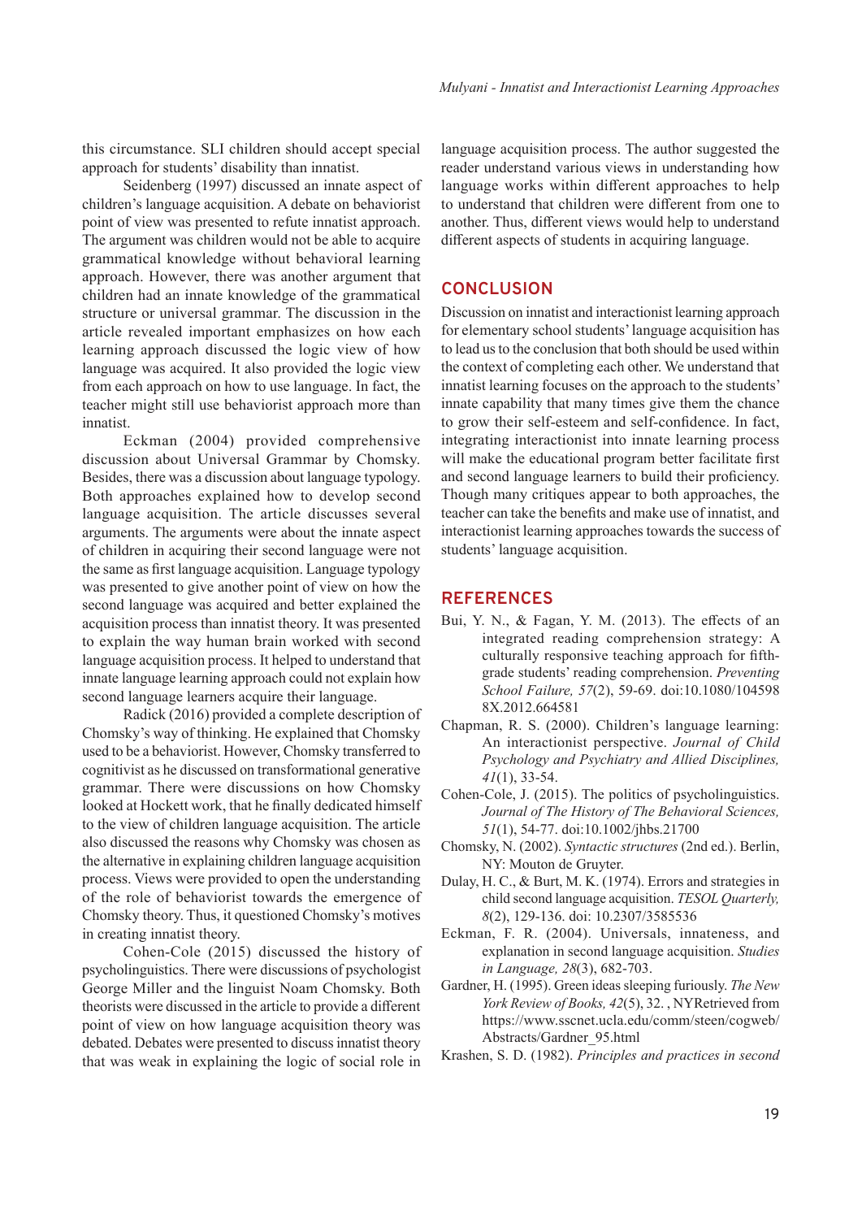this circumstance. SLI children should accept special approach for students' disability than innatist.

Seidenberg (1997) discussed an innate aspect of children's language acquisition. A debate on behaviorist point of view was presented to refute innatist approach. The argument was children would not be able to acquire grammatical knowledge without behavioral learning approach. However, there was another argument that children had an innate knowledge of the grammatical structure or universal grammar. The discussion in the article revealed important emphasizes on how each learning approach discussed the logic view of how language was acquired. It also provided the logic view from each approach on how to use language. In fact, the teacher might still use behaviorist approach more than innatist.

Eckman (2004) provided comprehensive discussion about Universal Grammar by Chomsky. Besides, there was a discussion about language typology. Both approaches explained how to develop second language acquisition. The article discusses several arguments. The arguments were about the innate aspect of children in acquiring their second language were not the same as first language acquisition. Language typology was presented to give another point of view on how the second language was acquired and better explained the acquisition process than innatist theory. It was presented to explain the way human brain worked with second language acquisition process. It helped to understand that innate language learning approach could not explain how second language learners acquire their language.

Radick (2016) provided a complete description of Chomsky's way of thinking. He explained that Chomsky used to be a behaviorist. However, Chomsky transferred to cognitivist as he discussed on transformational generative grammar. There were discussions on how Chomsky looked at Hockett work, that he finally dedicated himself to the view of children language acquisition. The article also discussed the reasons why Chomsky was chosen as the alternative in explaining children language acquisition process. Views were provided to open the understanding of the role of behaviorist towards the emergence of Chomsky theory. Thus, it questioned Chomsky's motives in creating innatist theory.

Cohen-Cole (2015) discussed the history of psycholinguistics. There were discussions of psychologist George Miller and the linguist Noam Chomsky. Both theorists were discussed in the article to provide a different point of view on how language acquisition theory was debated. Debates were presented to discuss innatist theory that was weak in explaining the logic of social role in language acquisition process. The author suggested the reader understand various views in understanding how language works within different approaches to help to understand that children were different from one to another. Thus, different views would help to understand different aspects of students in acquiring language.

## CONCLUSION

Discussion on innatist and interactionist learning approach for elementary school students' language acquisition has to lead us to the conclusion that both should be used within the context of completing each other. We understand that innatist learning focuses on the approach to the students' innate capability that many times give them the chance to grow their self-esteem and self-confidence. In fact, integrating interactionist into innate learning process will make the educational program better facilitate first and second language learners to build their proficiency. Though many critiques appear to both approaches, the teacher can take the benefits and make use of innatist, and interactionist learning approaches towards the success of students' language acquisition.

## REFERENCES

Bui, Y. N., & Fagan, Y. M. (2013). The effects of an integrated reading comprehension strategy: A culturally responsive teaching approach for fifth-grade students' reading comprehension. *Preventing School Failure, 57*(2), 59-69. doi:10.1080/1045988X.2012.664581

Chapman, R. S. (2000). Children's language learning: An interactionist perspective. *Journal of Child Psychology and Psychiatry and Allied Disciplines, 41*(1), 33-54.

Cohen-Cole, J. (2015). The politics of psycholinguistics. *Journal of The History of The Behavioral Sciences, 51*(1), 54-77. doi:10.1002/jhbs.21700

Chomsky, N. (2002). *Syntactic structures* (2nd ed.). Berlin, NY: Mouton de Gruyter.

Dulay, H. C., & Burt, M. K. (1974). Errors and strategies in child second language acquisition. *TESOL Quarterly, 8*(2), 129-136. doi: 10.2307/3585536

Eckman, F. R. (2004). Universals, innateness, and explanation in second language acquisition. *Studies in Language, 28*(3), 682-703.

Gardner, H. (1995). Green ideas sleeping furiously. *The New York Review of Books, 42*(5), 32. , NYRetrieved from https://www.sscnet.ucla.edu/comm/steen/cogweb/Abstracts/Gardner_95.html

Krashen, S. D. (1982). *Principles and practices in second*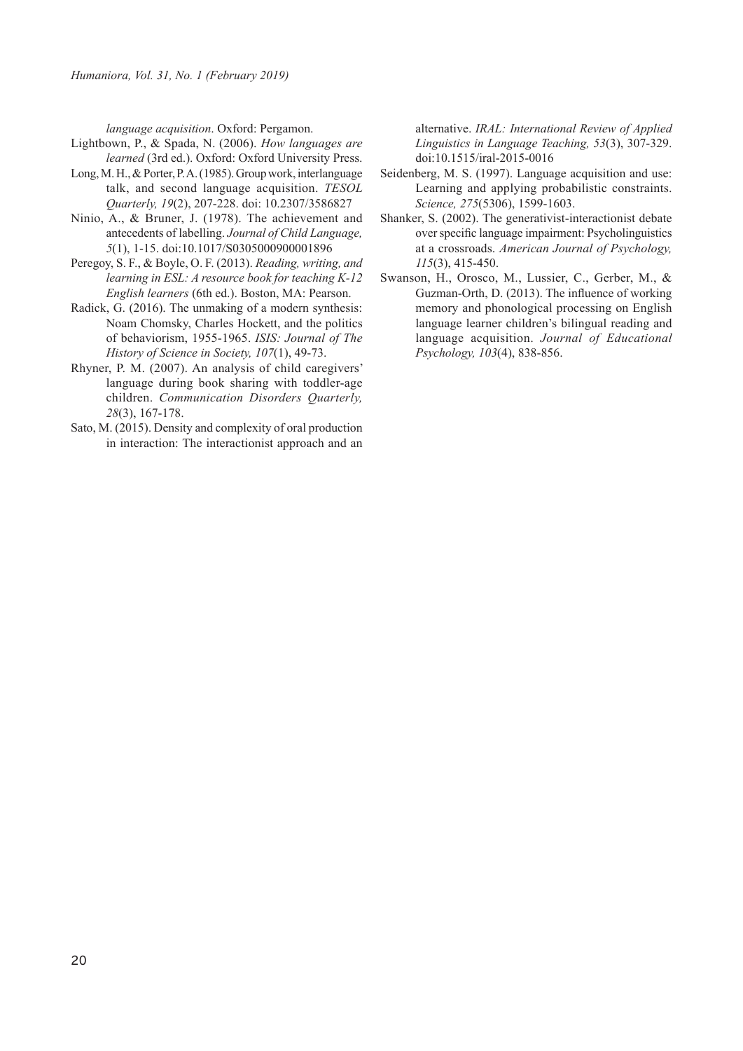*language acquisition*. Oxford: Pergamon.

Lightbown, P., & Spada, N. (2006). *How languages are learned* (3rd ed.). Oxford: Oxford University Press.

Long, M. H., & Porter, P. A. (1985). Group work, interlanguage talk, and second language acquisition. *TESOL Quarterly, 19*(2), 207-228. doi: 10.2307/3586827

Ninio, A., & Bruner, J. (1978). The achievement and antecedents of labelling. *Journal of Child Language, 5*(1), 1-15. doi:10.1017/S0305000900001896

Peregoy, S. F., & Boyle, O. F. (2013). *Reading, writing, and learning in ESL: A resource book for teaching K-12 English learners* (6th ed.). Boston, MA: Pearson.

Radick, G. (2016). The unmaking of a modern synthesis: Noam Chomsky, Charles Hockett, and the politics of behaviorism, 1955-1965. *ISIS: Journal of The History of Science in Society, 107*(1), 49-73.

Rhyner, P. M. (2007). An analysis of child caregivers' language during book sharing with toddler-age children. *Communication Disorders Quarterly, 28*(3), 167-178.

Sato, M. (2015). Density and complexity of oral production in interaction: The interactionist approach and an alternative. *IRAL: International Review of Applied Linguistics in Language Teaching, 53*(3), 307-329. doi:10.1515/iral-2015-0016

Seidenberg, M. S. (1997). Language acquisition and use: Learning and applying probabilistic constraints. *Science, 275*(5306), 1599-1603.

Shanker, S. (2002). The generativist-interactionist debate over specific language impairment: Psycholinguistics at a crossroads. *American Journal of Psychology, 115*(3), 415-450.

Swanson, H., Orosco, M., Lussier, C., Gerber, M., & Guzman-Orth, D. (2013). The influence of working memory and phonological processing on English language learner children's bilingual reading and language acquisition. *Journal of Educational Psychology, 103*(4), 838-856.